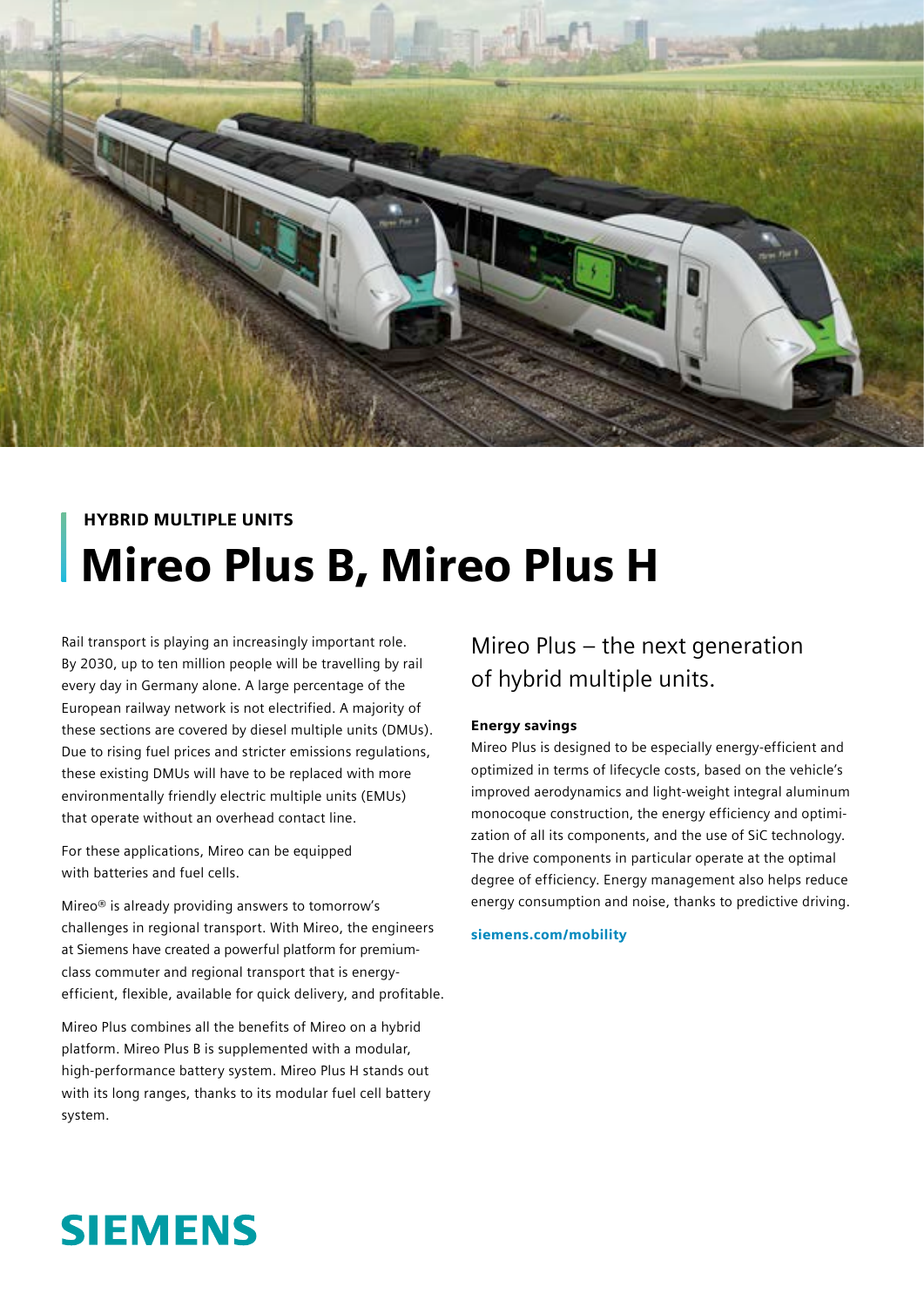HYBRID MULTIPLE UNITS

# Mireo Plus B, Mireo Plus H

Rail transport is playing an increasingly important role. By 2030, up to ten million people will be travelling by rail every day in Germany alone. A large percentage of the European railway network is not electrified. A majority of these sections are covered by diesel multiple units (DMUs). Due to rising fuel prices and stricter emissions regulations, these existing DMUs will have to be replaced with more environmentally friendly electric multiple units (EMUs) that operate without an overhead contact line.

For these applications, Mireo can be equipped with batteries and fuel cells.

Mireo® is already providing answers to tomorrow's challenges in regional transport. With Mireo, the engineers at Siemens have created a powerful platform for premium-class commuter and regional transport that is energy-efficient, flexible, available for quick delivery, and profitable.

Mireo Plus combines all the benefits of Mireo on a hybrid platform. Mireo Plus B is supplemented with a modular, high-performance battery system. Mireo Plus H stands out with its long ranges, thanks to its modular fuel cell battery system.

## Mireo Plus – the next generation of hybrid multiple units.

### Energy savings

Mireo Plus is designed to be especially energy-efficient and optimized in terms of lifecycle costs, based on the vehicle's improved aerodynamics and light-weight integral aluminum monocoque construction, the energy efficiency and optimization of all its components, and the use of SiC technology. The drive components in particular operate at the optimal degree of efficiency. Energy management also helps reduce energy consumption and noise, thanks to predictive driving.

**siemens.com/mobility**

SIEMENS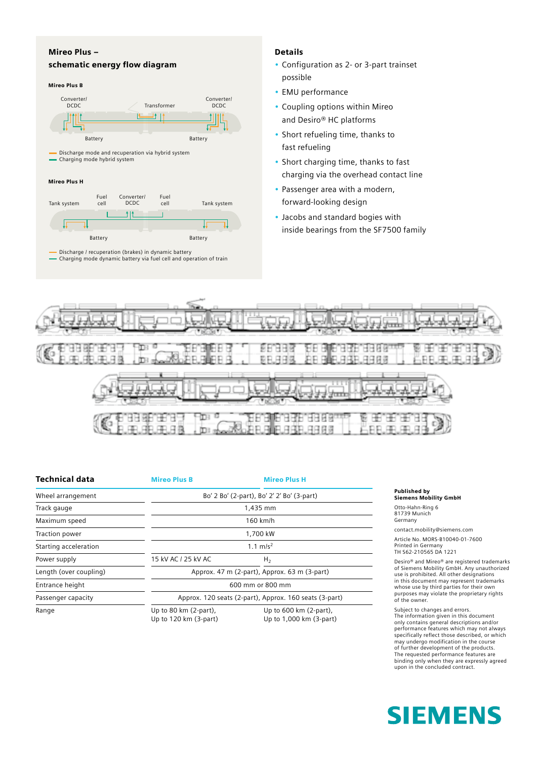## Mireo Plus – schematic energy flow diagram

### Mireo Plus B

Converter/ DCDC

Transformer

Converter/ DCDC

Battery

Battery

Discharge mode and recuperation via hybrid system
Charging mode hybrid system

### Mireo Plus H

Tank system

Fuel cell

Converter/ DCDC

Fuel cell

Tank system

Battery

Battery

Discharge / recuperation (brakes) in dynamic battery
Charging mode dynamic battery via fuel cell and operation of train

## Details

- Configuration as 2- or 3-part trainset possible
- EMU performance
- Coupling options within Mireo and Desiro® HC platforms
- Short refueling time, thanks to fast refueling
- Short charging time, thanks to fast charging via the overhead contact line
- Passenger area with a modern, forward-looking design
- Jacobs and standard bogies with inside bearings from the SF7500 family

## Technical data

| Technical data | Mireo Plus B | Mireo Plus H |
|---|---|---|
| Wheel arrangement | Bo' 2 Bo' (2-part), Bo' 2' 2' Bo' (3-part) | |
| Track gauge | 1,435 mm | |
| Maximum speed | 160 km/h | |
| Traction power | 1,700 kW | |
| Starting acceleration | 1.1 m/s² | |
| Power supply | 15 kV AC / 25 kV AC | $H_2$ |
| Length (over coupling) | Approx. 47 m (2-part), Approx. 63 m (3-part) | |
| Entrance height | 600 mm or 800 mm | |
| Passenger capacity | Approx. 120 seats (2-part), Approx. 160 seats (3-part) | |
| Range | Up to 80 km (2-part), Up to 120 km (3-part) | Up to 600 km (2-part), Up to 1,000 km (3-part) |

**Published by**
**Siemens Mobility GmbH**

Otto-Hahn-Ring 6
81739 Munich
Germany

contact.mobility@siemens.com

Article No. MORS-B10040-01-7600
Printed in Germany
TH S62-210565 DA 1221

Desiro® and Mireo® are registered trademarks of Siemens Mobility GmbH. Any unauthorized use is prohibited. All other designations in this document may represent trademarks whose use by third parties for their own purposes may violate the proprietary rights of the owner.

Subject to changes and errors.
The information given in this document only contains general descriptions and/or performance features which may not always specifically reflect those described, or which may undergo modification in the course of further development of the products. The requested performance features are binding only when they are expressly agreed upon in the concluded contract.

SIEMENS